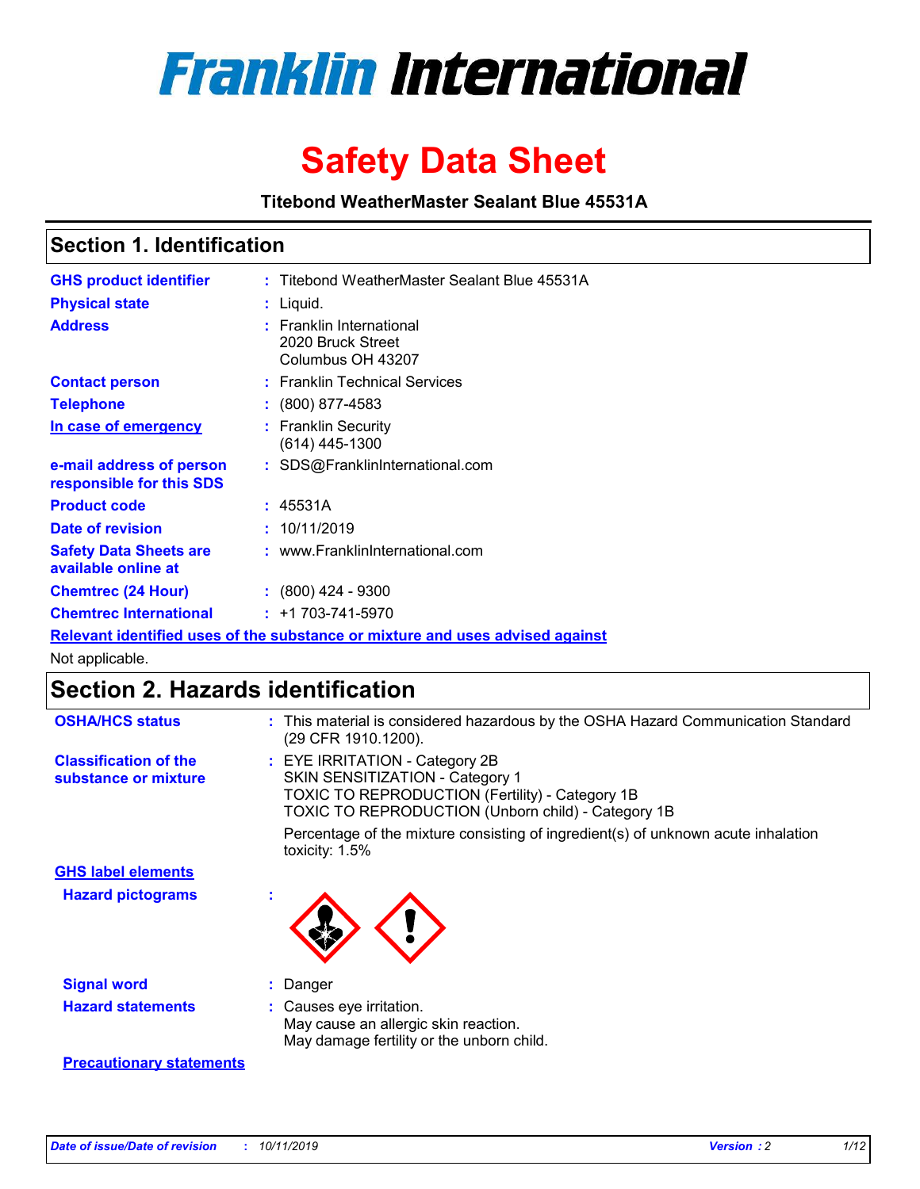# Franklin International

# Safety Data Sheet

**Titebond WeatherMaster Sealant Blue 45531A**

## Section 1. Identification

| | |
|---|---|
| **GHS product identifier** | : Titebond WeatherMaster Sealant Blue 45531A |
| **Physical state** | : Liquid. |
| **Address** | : Franklin International<br>2020 Bruck Street<br>Columbus OH 43207 |
| **Contact person** | : Franklin Technical Services |
| **Telephone** | : (800) 877-4583 |
| **In case of emergency** | : Franklin Security<br>(614) 445-1300 |
| **e-mail address of person responsible for this SDS** | : SDS@FranklinInternational.com |
| **Product code** | : 45531A |
| **Date of revision** | : 10/11/2019 |
| **Safety Data Sheets are available online at** | : www.FranklinInternational.com |
| **Chemtrec (24 Hour)** | : (800) 424 - 9300 |
| **Chemtrec International** | : +1 703-741-5970 |

**Relevant identified uses of the substance or mixture and uses advised against**

Not applicable.

## Section 2. Hazards identification

| | |
|---|---|
| **OSHA/HCS status** | : This material is considered hazardous by the OSHA Hazard Communication Standard (29 CFR 1910.1200). |
| **Classification of the substance or mixture** | : EYE IRRITATION - Category 2B<br>SKIN SENSITIZATION - Category 1<br>TOXIC TO REPRODUCTION (Fertility) - Category 1B<br>TOXIC TO REPRODUCTION (Unborn child) - Category 1B<br><br>Percentage of the mixture consisting of ingredient(s) of unknown acute inhalation toxicity: 1.5% |

**GHS label elements**

**Hazard pictograms** :

| | |
|---|---|
| **Signal word** | : Danger |
| **Hazard statements** | : Causes eye irritation.<br>May cause an allergic skin reaction.<br>May damage fertility or the unborn child. |

**Precautionary statements**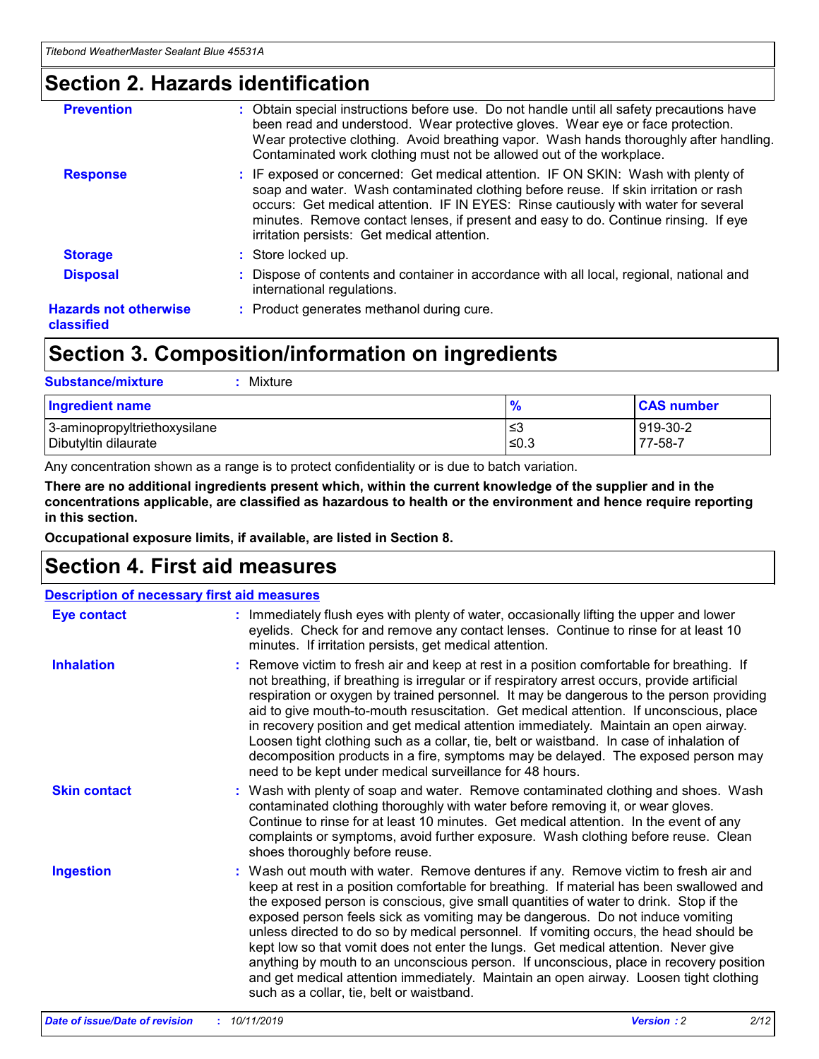## Section 2. Hazards identification

| | |
|---|---|
| **Prevention** | : Obtain special instructions before use. Do not handle until all safety precautions have been read and understood. Wear protective gloves. Wear eye or face protection. Wear protective clothing. Avoid breathing vapor. Wash hands thoroughly after handling. Contaminated work clothing must not be allowed out of the workplace. |
| **Response** | : IF exposed or concerned: Get medical attention. IF ON SKIN: Wash with plenty of soap and water. Wash contaminated clothing before reuse. If skin irritation or rash occurs: Get medical attention. IF IN EYES: Rinse cautiously with water for several minutes. Remove contact lenses, if present and easy to do. Continue rinsing. If eye irritation persists: Get medical attention. |
| **Storage** | : Store locked up. |
| **Disposal** | : Dispose of contents and container in accordance with all local, regional, national and international regulations. |
| **Hazards not otherwise classified** | : Product generates methanol during cure. |

## Section 3. Composition/information on ingredients

**Substance/mixture** : Mixture

| Ingredient name | % | CAS number |
|---|---|---|
| 3-aminopropyltriethoxysilane | ≤3 | 919-30-2 |
| Dibutyltin dilaurate | ≤0.3 | 77-58-7 |

Any concentration shown as a range is to protect confidentiality or is due to batch variation.

**There are no additional ingredients present which, within the current knowledge of the supplier and in the concentrations applicable, are classified as hazardous to health or the environment and hence require reporting in this section.**

**Occupational exposure limits, if available, are listed in Section 8.**

## Section 4. First aid measures

**Description of necessary first aid measures**

| | |
|---|---|
| **Eye contact** | : Immediately flush eyes with plenty of water, occasionally lifting the upper and lower eyelids. Check for and remove any contact lenses. Continue to rinse for at least 10 minutes. If irritation persists, get medical attention. |
| **Inhalation** | : Remove victim to fresh air and keep at rest in a position comfortable for breathing. If not breathing, if breathing is irregular or if respiratory arrest occurs, provide artificial respiration or oxygen by trained personnel. It may be dangerous to the person providing aid to give mouth-to-mouth resuscitation. Get medical attention. If unconscious, place in recovery position and get medical attention immediately. Maintain an open airway. Loosen tight clothing such as a collar, tie, belt or waistband. In case of inhalation of decomposition products in a fire, symptoms may be delayed. The exposed person may need to be kept under medical surveillance for 48 hours. |
| **Skin contact** | : Wash with plenty of soap and water. Remove contaminated clothing and shoes. Wash contaminated clothing thoroughly with water before removing it, or wear gloves. Continue to rinse for at least 10 minutes. Get medical attention. In the event of any complaints or symptoms, avoid further exposure. Wash clothing before reuse. Clean shoes thoroughly before reuse. |
| **Ingestion** | : Wash out mouth with water. Remove dentures if any. Remove victim to fresh air and keep at rest in a position comfortable for breathing. If material has been swallowed and the exposed person is conscious, give small quantities of water to drink. Stop if the exposed person feels sick as vomiting may be dangerous. Do not induce vomiting unless directed to do so by medical personnel. If vomiting occurs, the head should be kept low so that vomit does not enter the lungs. Get medical attention. Never give anything by mouth to an unconscious person. If unconscious, place in recovery position and get medical attention immediately. Maintain an open airway. Loosen tight clothing such as a collar, tie, belt or waistband. |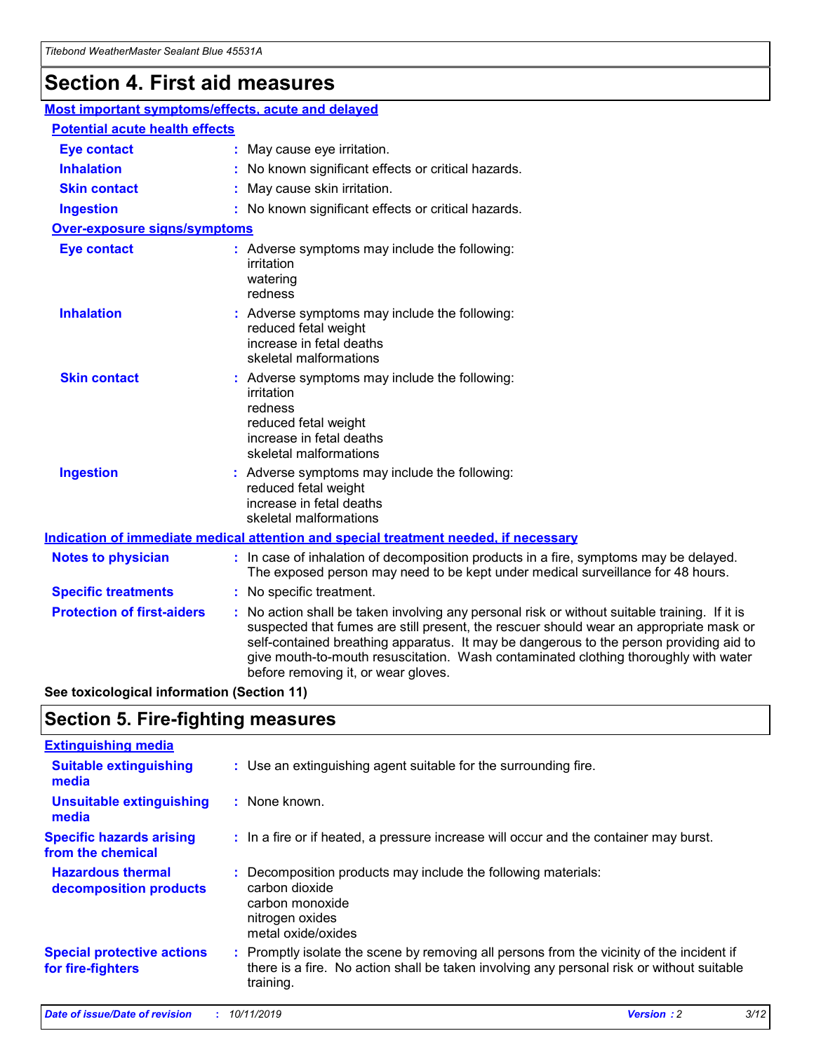# Section 4. First aid measures

## Most important symptoms/effects, acute and delayed

### Potential acute health effects

| | |
|---|---|
| **Eye contact** | : May cause eye irritation. |
| **Inhalation** | : No known significant effects or critical hazards. |
| **Skin contact** | : May cause skin irritation. |
| **Ingestion** | : No known significant effects or critical hazards. |

### Over-exposure signs/symptoms

| | |
|---|---|
| **Eye contact** | : Adverse symptoms may include the following: irritation watering redness |
| **Inhalation** | : Adverse symptoms may include the following: reduced fetal weight increase in fetal deaths skeletal malformations |
| **Skin contact** | : Adverse symptoms may include the following: irritation redness reduced fetal weight increase in fetal deaths skeletal malformations |
| **Ingestion** | : Adverse symptoms may include the following: reduced fetal weight increase in fetal deaths skeletal malformations |

## Indication of immediate medical attention and special treatment needed, if necessary

| | |
|---|---|
| **Notes to physician** | : In case of inhalation of decomposition products in a fire, symptoms may be delayed. The exposed person may need to be kept under medical surveillance for 48 hours. |
| **Specific treatments** | : No specific treatment. |
| **Protection of first-aiders** | : No action shall be taken involving any personal risk or without suitable training. If it is suspected that fumes are still present, the rescuer should wear an appropriate mask or self-contained breathing apparatus. It may be dangerous to the person providing aid to give mouth-to-mouth resuscitation. Wash contaminated clothing thoroughly with water before removing it, or wear gloves. |

**See toxicological information (Section 11)**

# Section 5. Fire-fighting measures

## Extinguishing media

| | |
|---|---|
| **Suitable extinguishing media** | : Use an extinguishing agent suitable for the surrounding fire. |
| **Unsuitable extinguishing media** | : None known. |
| **Specific hazards arising from the chemical** | : In a fire or if heated, a pressure increase will occur and the container may burst. |
| **Hazardous thermal decomposition products** | : Decomposition products may include the following materials: carbon dioxide carbon monoxide nitrogen oxides metal oxide/oxides |
| **Special protective actions for fire-fighters** | : Promptly isolate the scene by removing all persons from the vicinity of the incident if there is a fire. No action shall be taken involving any personal risk or without suitable training. |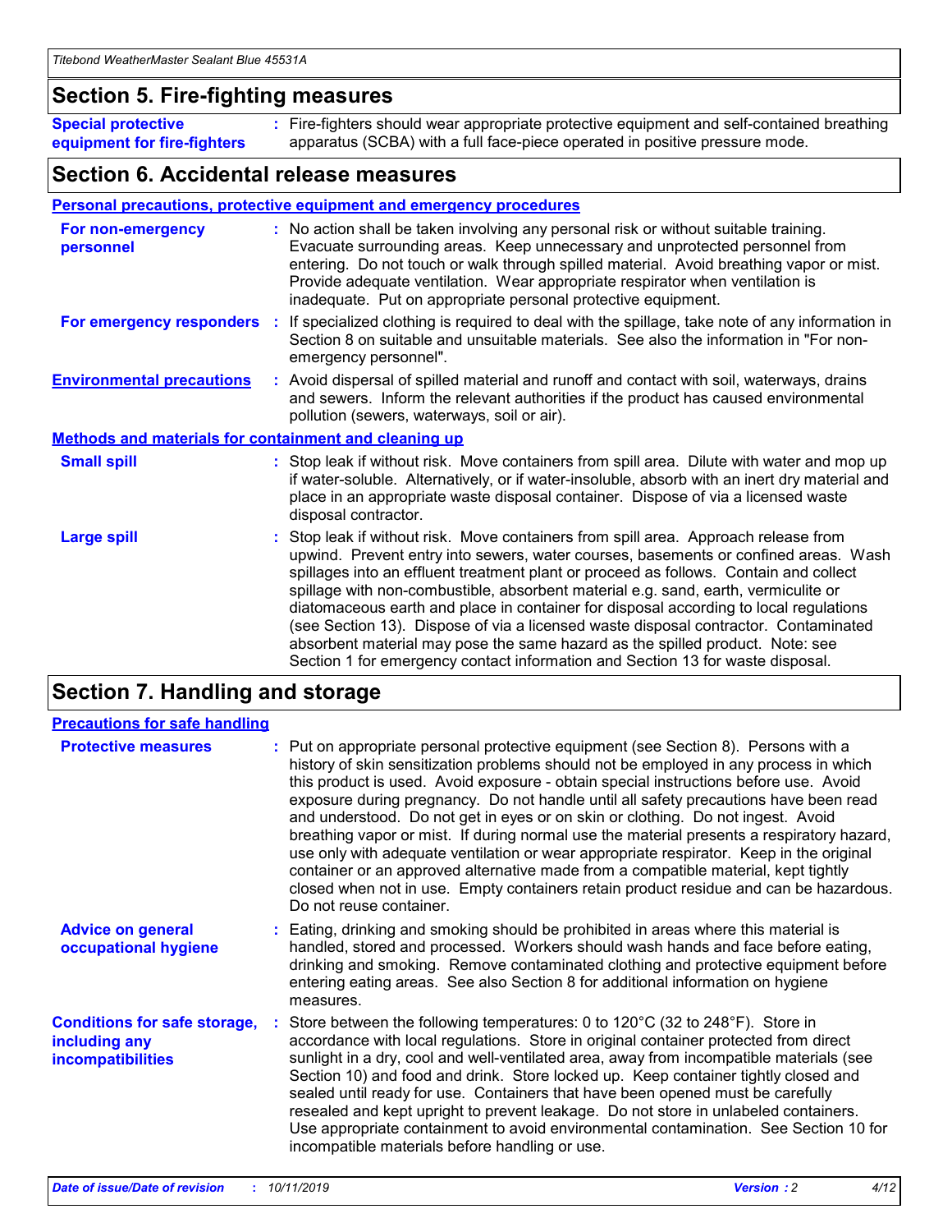## Section 5. Fire-fighting measures

**Special protective equipment for fire-fighters** : Fire-fighters should wear appropriate protective equipment and self-contained breathing apparatus (SCBA) with a full face-piece operated in positive pressure mode.

## Section 6. Accidental release measures

### Personal precautions, protective equipment and emergency procedures

**For non-emergency personnel** : No action shall be taken involving any personal risk or without suitable training. Evacuate surrounding areas. Keep unnecessary and unprotected personnel from entering. Do not touch or walk through spilled material. Avoid breathing vapor or mist. Provide adequate ventilation. Wear appropriate respirator when ventilation is inadequate. Put on appropriate personal protective equipment.

**For emergency responders** : If specialized clothing is required to deal with the spillage, take note of any information in Section 8 on suitable and unsuitable materials. See also the information in "For non-emergency personnel".

**Environmental precautions** : Avoid dispersal of spilled material and runoff and contact with soil, waterways, drains and sewers. Inform the relevant authorities if the product has caused environmental pollution (sewers, waterways, soil or air).

### Methods and materials for containment and cleaning up

**Small spill** : Stop leak if without risk. Move containers from spill area. Dilute with water and mop up if water-soluble. Alternatively, or if water-insoluble, absorb with an inert dry material and place in an appropriate waste disposal container. Dispose of via a licensed waste disposal contractor.

**Large spill** : Stop leak if without risk. Move containers from spill area. Approach release from upwind. Prevent entry into sewers, water courses, basements or confined areas. Wash spillages into an effluent treatment plant or proceed as follows. Contain and collect spillage with non-combustible, absorbent material e.g. sand, earth, vermiculite or diatomaceous earth and place in container for disposal according to local regulations (see Section 13). Dispose of via a licensed waste disposal contractor. Contaminated absorbent material may pose the same hazard as the spilled product. Note: see Section 1 for emergency contact information and Section 13 for waste disposal.

## Section 7. Handling and storage

### Precautions for safe handling

**Protective measures** : Put on appropriate personal protective equipment (see Section 8). Persons with a history of skin sensitization problems should not be employed in any process in which this product is used. Avoid exposure - obtain special instructions before use. Avoid exposure during pregnancy. Do not handle until all safety precautions have been read and understood. Do not get in eyes or on skin or clothing. Do not ingest. Avoid breathing vapor or mist. If during normal use the material presents a respiratory hazard, use only with adequate ventilation or wear appropriate respirator. Keep in the original container or an approved alternative made from a compatible material, kept tightly closed when not in use. Empty containers retain product residue and can be hazardous. Do not reuse container.

**Advice on general occupational hygiene** : Eating, drinking and smoking should be prohibited in areas where this material is handled, stored and processed. Workers should wash hands and face before eating, drinking and smoking. Remove contaminated clothing and protective equipment before entering eating areas. See also Section 8 for additional information on hygiene measures.

**Conditions for safe storage, including any incompatibilities** : Store between the following temperatures: 0 to 120°C (32 to 248°F). Store in accordance with local regulations. Store in original container protected from direct sunlight in a dry, cool and well-ventilated area, away from incompatible materials (see Section 10) and food and drink. Store locked up. Keep container tightly closed and sealed until ready for use. Containers that have been opened must be carefully resealed and kept upright to prevent leakage. Do not store in unlabeled containers. Use appropriate containment to avoid environmental contamination. See Section 10 for incompatible materials before handling or use.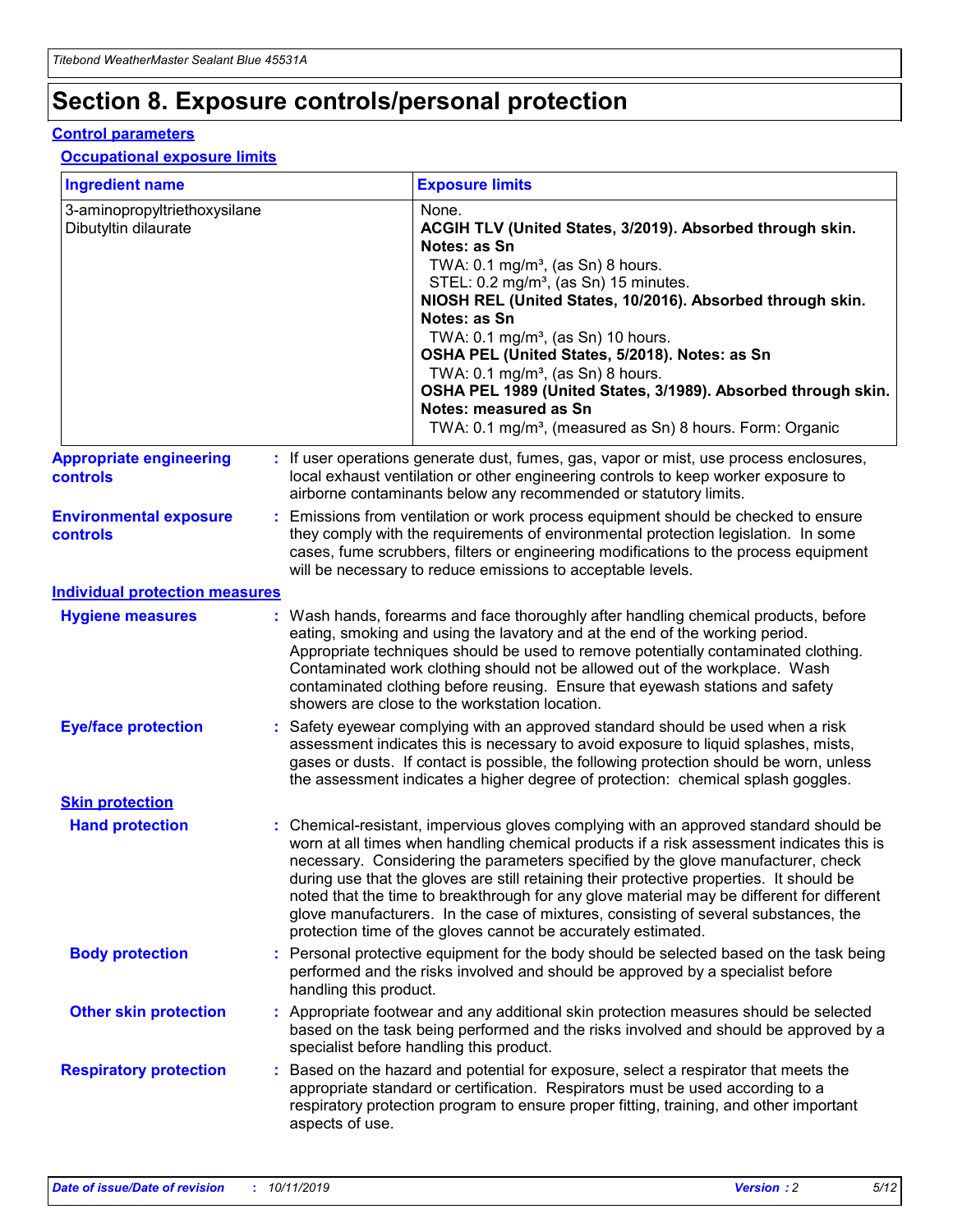# Section 8. Exposure controls/personal protection

## Control parameters

### Occupational exposure limits

| Ingredient name | Exposure limits |
|---|---|
| 3-aminopropyltriethoxysilane<br>Dibutyltin dilaurate | None.<br>**ACGIH TLV (United States, 3/2019). Absorbed through skin. Notes: as Sn**<br>TWA: 0.1 mg/m³, (as Sn) 8 hours.<br>STEL: 0.2 mg/m³, (as Sn) 15 minutes.<br>**NIOSH REL (United States, 10/2016). Absorbed through skin. Notes: as Sn**<br>TWA: 0.1 mg/m³, (as Sn) 10 hours.<br>**OSHA PEL (United States, 5/2018). Notes: as Sn**<br>TWA: 0.1 mg/m³, (as Sn) 8 hours.<br>**OSHA PEL 1989 (United States, 3/1989). Absorbed through skin. Notes: measured as Sn**<br>TWA: 0.1 mg/m³, (measured as Sn) 8 hours. Form: Organic |

**Appropriate engineering controls** : If user operations generate dust, fumes, gas, vapor or mist, use process enclosures, local exhaust ventilation or other engineering controls to keep worker exposure to airborne contaminants below any recommended or statutory limits.

**Environmental exposure controls** : Emissions from ventilation or work process equipment should be checked to ensure they comply with the requirements of environmental protection legislation. In some cases, fume scrubbers, filters or engineering modifications to the process equipment will be necessary to reduce emissions to acceptable levels.

## Individual protection measures

**Hygiene measures** : Wash hands, forearms and face thoroughly after handling chemical products, before eating, smoking and using the lavatory and at the end of the working period. Appropriate techniques should be used to remove potentially contaminated clothing. Contaminated work clothing should not be allowed out of the workplace. Wash contaminated clothing before reusing. Ensure that eyewash stations and safety showers are close to the workstation location.

**Eye/face protection** : Safety eyewear complying with an approved standard should be used when a risk assessment indicates this is necessary to avoid exposure to liquid splashes, mists, gases or dusts. If contact is possible, the following protection should be worn, unless the assessment indicates a higher degree of protection: chemical splash goggles.

### Skin protection

**Hand protection** : Chemical-resistant, impervious gloves complying with an approved standard should be worn at all times when handling chemical products if a risk assessment indicates this is necessary. Considering the parameters specified by the glove manufacturer, check during use that the gloves are still retaining their protective properties. It should be noted that the time to breakthrough for any glove material may be different for different glove manufacturers. In the case of mixtures, consisting of several substances, the protection time of the gloves cannot be accurately estimated.

**Body protection** : Personal protective equipment for the body should be selected based on the task being performed and the risks involved and should be approved by a specialist before handling this product.

**Other skin protection** : Appropriate footwear and any additional skin protection measures should be selected based on the task being performed and the risks involved and should be approved by a specialist before handling this product.

**Respiratory protection** : Based on the hazard and potential for exposure, select a respirator that meets the appropriate standard or certification. Respirators must be used according to a respiratory protection program to ensure proper fitting, training, and other important aspects of use.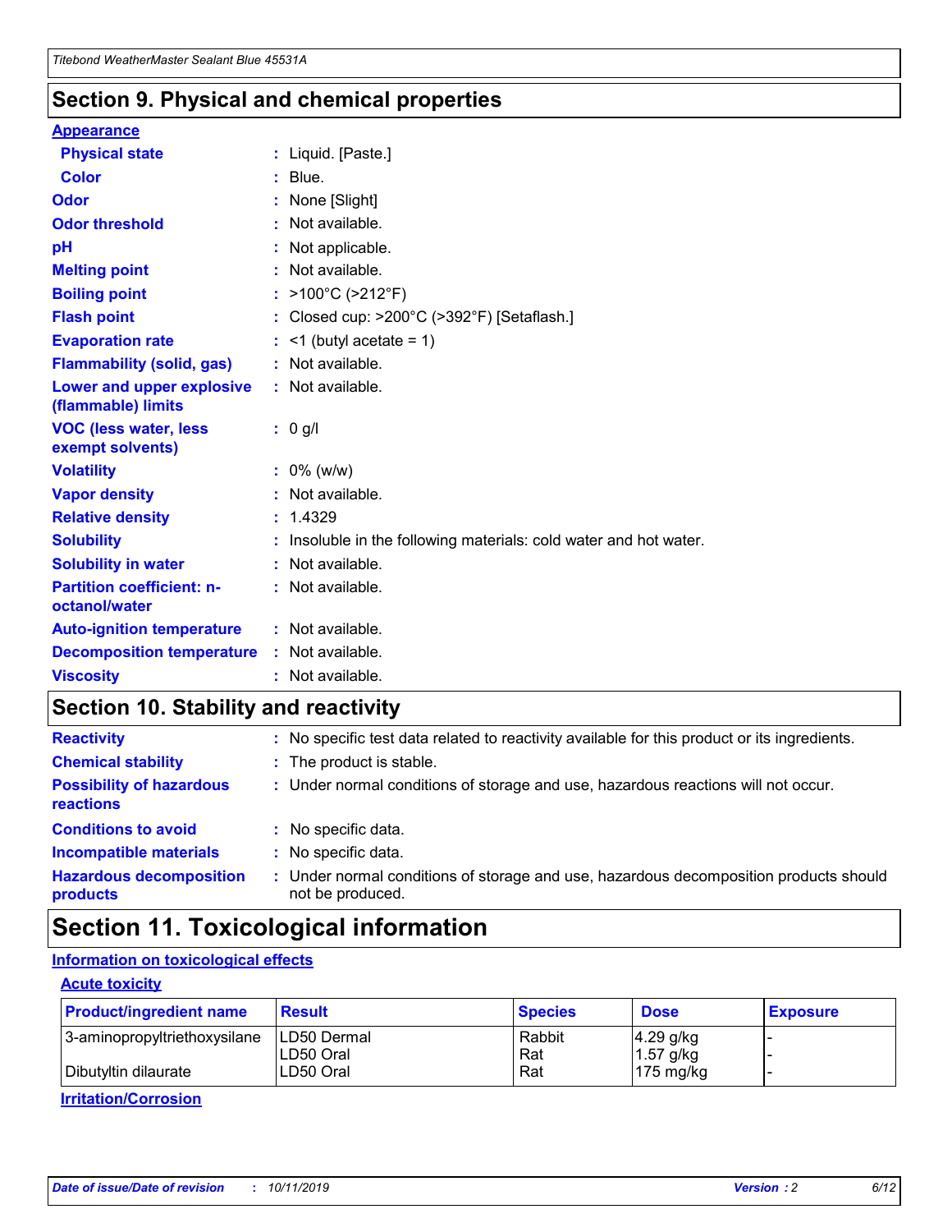## Section 9. Physical and chemical properties

### Appearance

| | | |
|---|---|---|
| **Physical state** | : | Liquid. [Paste.] |
| **Color** | : | Blue. |
| **Odor** | : | None [Slight] |
| **Odor threshold** | : | Not available. |
| **pH** | : | Not applicable. |
| **Melting point** | : | Not available. |
| **Boiling point** | : | >100°C (>212°F) |
| **Flash point** | : | Closed cup: >200°C (>392°F) [Setaflash.] |
| **Evaporation rate** | : | <1 (butyl acetate = 1) |
| **Flammability (solid, gas)** | : | Not available. |
| **Lower and upper explosive (flammable) limits** | : | Not available. |
| **VOC (less water, less exempt solvents)** | : | 0 g/l |
| **Volatility** | : | 0% (w/w) |
| **Vapor density** | : | Not available. |
| **Relative density** | : | 1.4329 |
| **Solubility** | : | Insoluble in the following materials: cold water and hot water. |
| **Solubility in water** | : | Not available. |
| **Partition coefficient: n-octanol/water** | : | Not available. |
| **Auto-ignition temperature** | : | Not available. |
| **Decomposition temperature** | : | Not available. |
| **Viscosity** | : | Not available. |

## Section 10. Stability and reactivity

| | | |
|---|---|---|
| **Reactivity** | : | No specific test data related to reactivity available for this product or its ingredients. |
| **Chemical stability** | : | The product is stable. |
| **Possibility of hazardous reactions** | : | Under normal conditions of storage and use, hazardous reactions will not occur. |
| **Conditions to avoid** | : | No specific data. |
| **Incompatible materials** | : | No specific data. |
| **Hazardous decomposition products** | : | Under normal conditions of storage and use, hazardous decomposition products should not be produced. |

## Section 11. Toxicological information

### Information on toxicological effects

#### Acute toxicity

| Product/ingredient name | Result | Species | Dose | Exposure |
|---|---|---|---|---|
| 3-aminopropyltriethoxysilane | LD50 Dermal | Rabbit | 4.29 g/kg | - |
| | LD50 Oral | Rat | 1.57 g/kg | - |
| Dibutyltin dilaurate | LD50 Oral | Rat | 175 mg/kg | - |

#### Irritation/Corrosion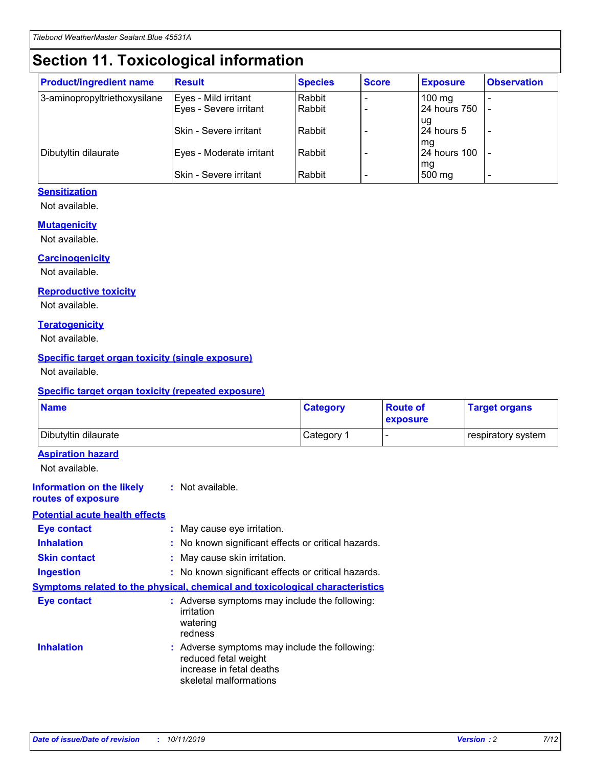# Section 11. Toxicological information

| Product/ingredient name | Result | Species | Score | Exposure | Observation |
|---|---|---|---|---|---|
| 3-aminopropyltriethoxysilane | Eyes - Mild irritant | Rabbit | - | 100 mg | - |
| | Eyes - Severe irritant | Rabbit | - | 24 hours 750 ug | - |
| | Skin - Severe irritant | Rabbit | - | 24 hours 5 mg | - |
| Dibutyltin dilaurate | Eyes - Moderate irritant | Rabbit | - | 24 hours 100 mg | - |
| | Skin - Severe irritant | Rabbit | - | 500 mg | - |

### Sensitization

Not available.

### Mutagenicity

Not available.

### Carcinogenicity

Not available.

### Reproductive toxicity

Not available.

### Teratogenicity

Not available.

### Specific target organ toxicity (single exposure)

Not available.

### Specific target organ toxicity (repeated exposure)

| Name | Category | Route of exposure | Target organs |
|---|---|---|---|
| Dibutyltin dilaurate | Category 1 | - | respiratory system |

### Aspiration hazard

Not available.

**Information on the likely routes of exposure** : Not available.

### Potential acute health effects

**Eye contact** : May cause eye irritation.

**Inhalation** : No known significant effects or critical hazards.

**Skin contact** : May cause skin irritation.

**Ingestion** : No known significant effects or critical hazards.

### Symptoms related to the physical, chemical and toxicological characteristics

**Eye contact** : Adverse symptoms may include the following:
irritation
watering
redness

**Inhalation** : Adverse symptoms may include the following:
reduced fetal weight
increase in fetal deaths
skeletal malformations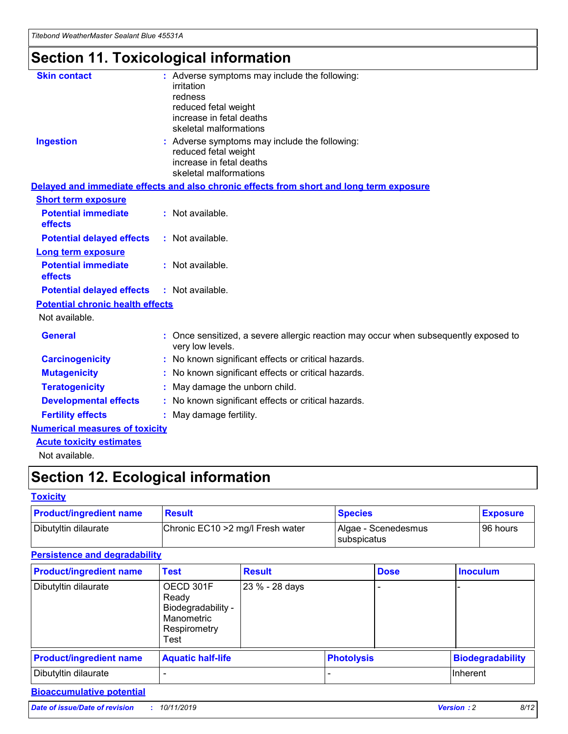# Section 11. Toxicological information

**Skin contact** : Adverse symptoms may include the following:
irritation
redness
reduced fetal weight
increase in fetal deaths
skeletal malformations

**Ingestion** : Adverse symptoms may include the following:
reduced fetal weight
increase in fetal deaths
skeletal malformations

**Delayed and immediate effects and also chronic effects from short and long term exposure**

**Short term exposure**

**Potential immediate effects** : Not available.

**Potential delayed effects** : Not available.

**Long term exposure**

**Potential immediate effects** : Not available.

**Potential delayed effects** : Not available.

**Potential chronic health effects**

Not available.

**General** : Once sensitized, a severe allergic reaction may occur when subsequently exposed to very low levels.

**Carcinogenicity** : No known significant effects or critical hazards.

**Mutagenicity** : No known significant effects or critical hazards.

**Teratogenicity** : May damage the unborn child.

**Developmental effects** : No known significant effects or critical hazards.

**Fertility effects** : May damage fertility.

**Numerical measures of toxicity**

**Acute toxicity estimates**

Not available.

# Section 12. Ecological information

**Toxicity**

| Product/ingredient name | Result | Species | Exposure |
|---|---|---|---|
| Dibutyltin dilaurate | Chronic EC10 >2 mg/l Fresh water | Algae - Scenedesmus subspicatus | 96 hours |

**Persistence and degradability**

| Product/ingredient name | Test | Result | Dose | Inoculum |
|---|---|---|---|---|
| Dibutyltin dilaurate | OECD 301F Ready Biodegradability - Manometric Respirometry Test | 23 % - 28 days | - | - |

| Product/ingredient name | Aquatic half-life | Photolysis | Biodegradability |
|---|---|---|---|
| Dibutyltin dilaurate | - | - | Inherent |

**Bioaccumulative potential**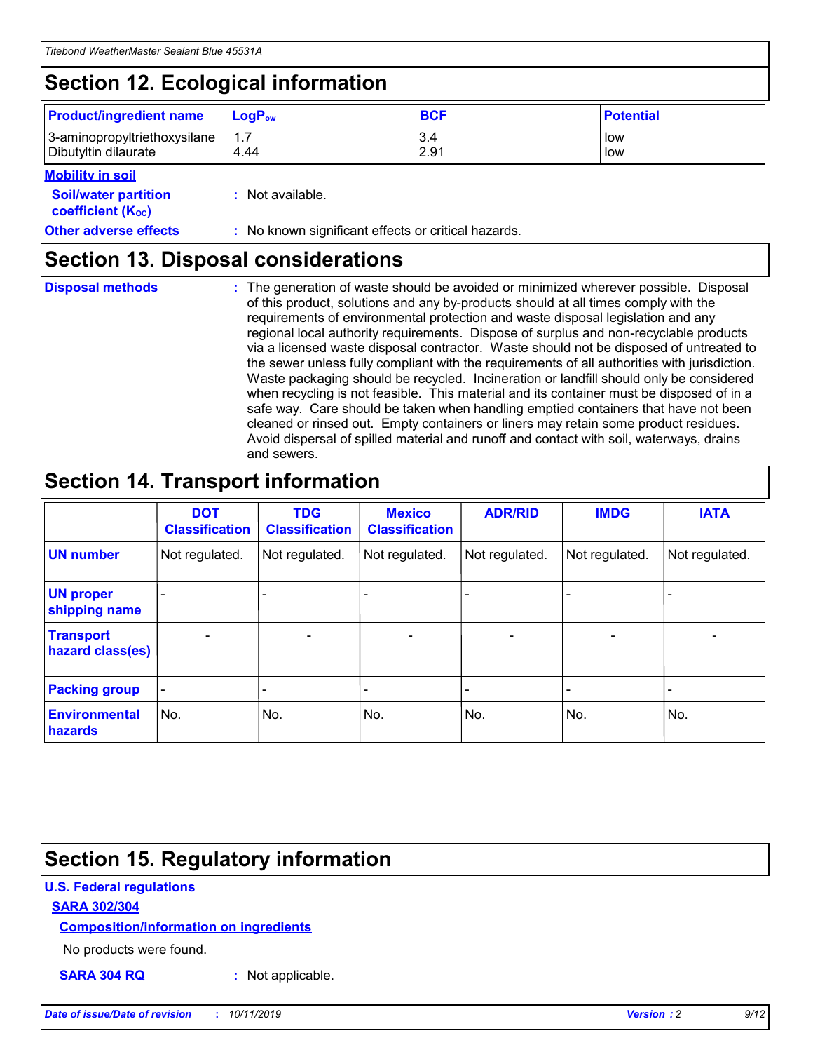## Section 12. Ecological information

| Product/ingredient name | $LogP_{ow}$ | BCF | Potential |
|---|---|---|---|
| 3-aminopropyltriethoxysilane | 1.7 | 3.4 | low |
| Dibutyltin dilaurate | 4.44 | 2.91 | low |

**Mobility in soil**

**Soil/water partition coefficient ($K_{OC}$)** : Not available.

**Other adverse effects** : No known significant effects or critical hazards.

## Section 13. Disposal considerations

**Disposal methods** : The generation of waste should be avoided or minimized wherever possible. Disposal of this product, solutions and any by-products should at all times comply with the requirements of environmental protection and waste disposal legislation and any regional local authority requirements. Dispose of surplus and non-recyclable products via a licensed waste disposal contractor. Waste should not be disposed of untreated to the sewer unless fully compliant with the requirements of all authorities with jurisdiction. Waste packaging should be recycled. Incineration or landfill should only be considered when recycling is not feasible. This material and its container must be disposed of in a safe way. Care should be taken when handling emptied containers that have not been cleaned or rinsed out. Empty containers or liners may retain some product residues. Avoid dispersal of spilled material and runoff and contact with soil, waterways, drains and sewers.

## Section 14. Transport information

| | DOT Classification | TDG Classification | Mexico Classification | ADR/RID | IMDG | IATA |
|---|---|---|---|---|---|---|
| UN number | Not regulated. | Not regulated. | Not regulated. | Not regulated. | Not regulated. | Not regulated. |
| UN proper shipping name | - | - | - | - | - | - |
| Transport hazard class(es) | - | - | - | - | - | - |
| Packing group | - | - | - | - | - | - |
| Environmental hazards | No. | No. | No. | No. | No. | No. |

## Section 15. Regulatory information

**U.S. Federal regulations**

**SARA 302/304**

**Composition/information on ingredients**

No products were found.

**SARA 304 RQ** : Not applicable.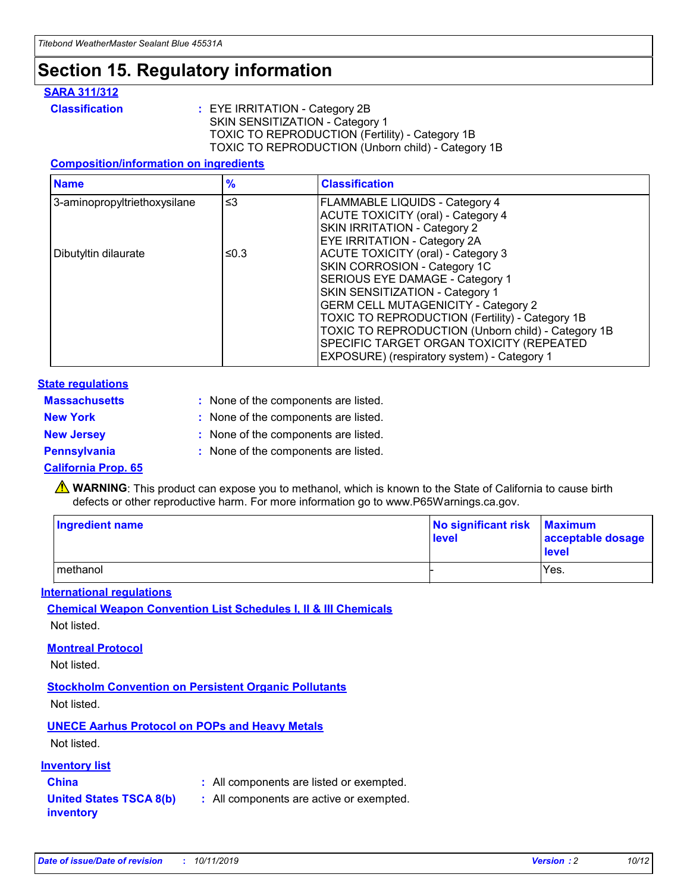# Section 15. Regulatory information

**SARA 311/312**

**Classification** : EYE IRRITATION - Category 2B
SKIN SENSITIZATION - Category 1
TOXIC TO REPRODUCTION (Fertility) - Category 1B
TOXIC TO REPRODUCTION (Unborn child) - Category 1B

**Composition/information on ingredients**

| Name | % | Classification |
|---|---|---|
| 3-aminopropyltriethoxysilane | ≤3 | FLAMMABLE LIQUIDS - Category 4<br>ACUTE TOXICITY (oral) - Category 4<br>SKIN IRRITATION - Category 2<br>EYE IRRITATION - Category 2A |
| Dibutyltin dilaurate | ≤0.3 | ACUTE TOXICITY (oral) - Category 3<br>SKIN CORROSION - Category 1C<br>SERIOUS EYE DAMAGE - Category 1<br>SKIN SENSITIZATION - Category 1<br>GERM CELL MUTAGENICITY - Category 2<br>TOXIC TO REPRODUCTION (Fertility) - Category 1B<br>TOXIC TO REPRODUCTION (Unborn child) - Category 1B<br>SPECIFIC TARGET ORGAN TOXICITY (REPEATED EXPOSURE) (respiratory system) - Category 1 |

**State regulations**

**Massachusetts** : None of the components are listed.

**New York** : None of the components are listed.

**New Jersey** : None of the components are listed.

**Pennsylvania** : None of the components are listed.

**California Prop. 65**

⚠ **WARNING**: This product can expose you to methanol, which is known to the State of California to cause birth defects or other reproductive harm. For more information go to www.P65Warnings.ca.gov.

| Ingredient name | No significant risk level | Maximum acceptable dosage level |
|---|---|---|
| methanol | - | Yes. |

**International regulations**

**Chemical Weapon Convention List Schedules I, II & III Chemicals**

Not listed.

**Montreal Protocol**

Not listed.

**Stockholm Convention on Persistent Organic Pollutants**

Not listed.

**UNECE Aarhus Protocol on POPs and Heavy Metals**

Not listed.

**Inventory list**

**China** : All components are listed or exempted.

**United States TSCA 8(b) inventory** : All components are active or exempted.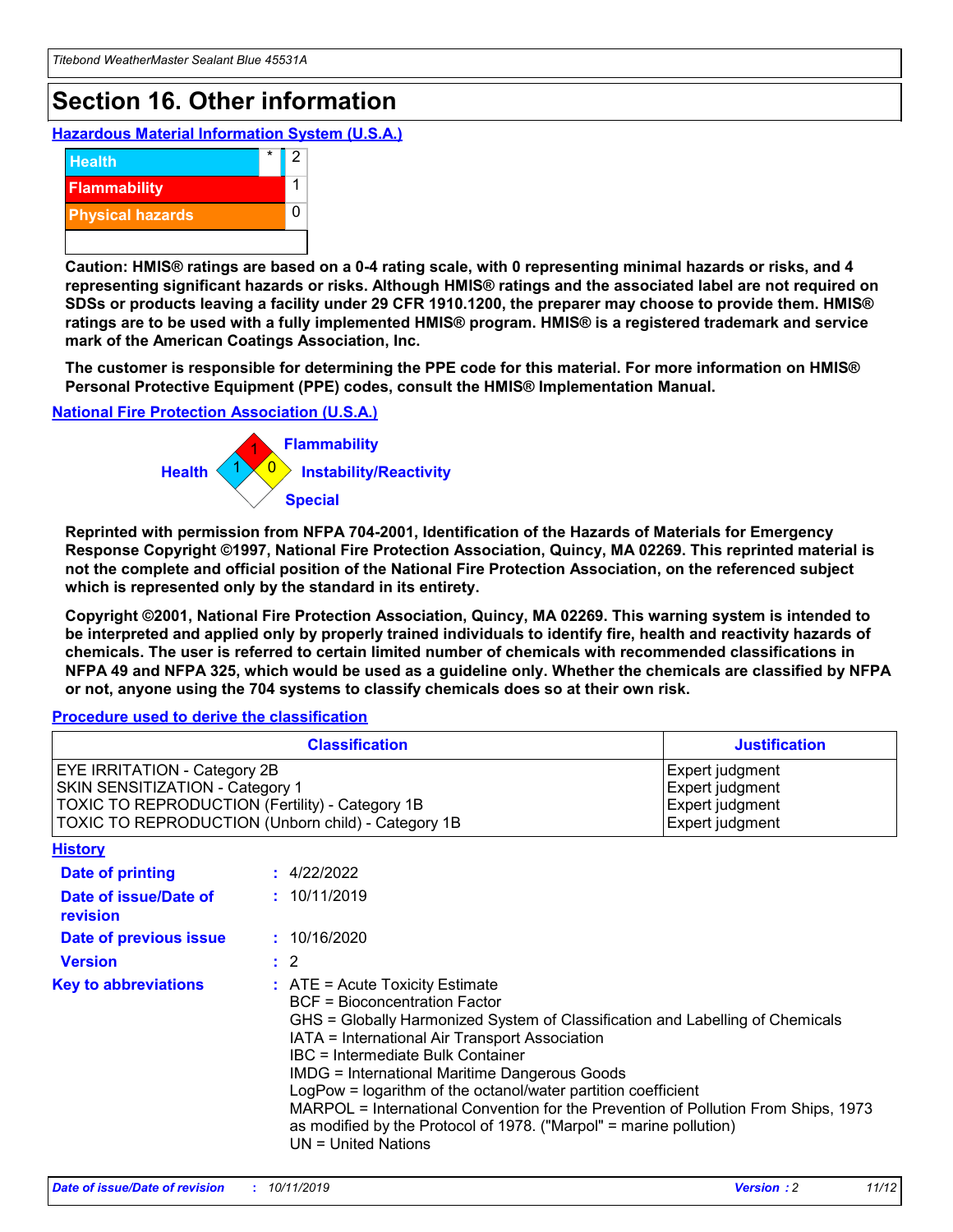# Section 16. Other information

**Hazardous Material Information System (U.S.A.)**

| | | |
|---|---|---|
| Health | * | 2 |
| Flammability | | 1 |
| Physical hazards | | 0 |

**Caution: HMIS® ratings are based on a 0-4 rating scale, with 0 representing minimal hazards or risks, and 4 representing significant hazards or risks. Although HMIS® ratings and the associated label are not required on SDSs or products leaving a facility under 29 CFR 1910.1200, the preparer may choose to provide them. HMIS® ratings are to be used with a fully implemented HMIS® program. HMIS® is a registered trademark and service mark of the American Coatings Association, Inc.**

**The customer is responsible for determining the PPE code for this material. For more information on HMIS® Personal Protective Equipment (PPE) codes, consult the HMIS® Implementation Manual.**

**National Fire Protection Association (U.S.A.)**

Flammability: 1
Health: 1
Instability/Reactivity: 0
Special:

**Reprinted with permission from NFPA 704-2001, Identification of the Hazards of Materials for Emergency Response Copyright ©1997, National Fire Protection Association, Quincy, MA 02269. This reprinted material is not the complete and official position of the National Fire Protection Association, on the referenced subject which is represented only by the standard in its entirety.**

**Copyright ©2001, National Fire Protection Association, Quincy, MA 02269. This warning system is intended to be interpreted and applied only by properly trained individuals to identify fire, health and reactivity hazards of chemicals. The user is referred to certain limited number of chemicals with recommended classifications in NFPA 49 and NFPA 325, which would be used as a guideline only. Whether the chemicals are classified by NFPA or not, anyone using the 704 systems to classify chemicals does so at their own risk.**

**Procedure used to derive the classification**

| Classification | Justification |
|---|---|
| EYE IRRITATION - Category 2B | Expert judgment |
| SKIN SENSITIZATION - Category 1 | Expert judgment |
| TOXIC TO REPRODUCTION (Fertility) - Category 1B | Expert judgment |
| TOXIC TO REPRODUCTION (Unborn child) - Category 1B | Expert judgment |

**History**

**Date of printing** : 4/22/2022

**Date of issue/Date of revision** : 10/11/2019

**Date of previous issue** : 10/16/2020

**Version** : 2

**Key to abbreviations** :
ATE = Acute Toxicity Estimate
BCF = Bioconcentration Factor
GHS = Globally Harmonized System of Classification and Labelling of Chemicals
IATA = International Air Transport Association
IBC = Intermediate Bulk Container
IMDG = International Maritime Dangerous Goods
LogPow = logarithm of the octanol/water partition coefficient
MARPOL = International Convention for the Prevention of Pollution From Ships, 1973 as modified by the Protocol of 1978. ("Marpol" = marine pollution)
UN = United Nations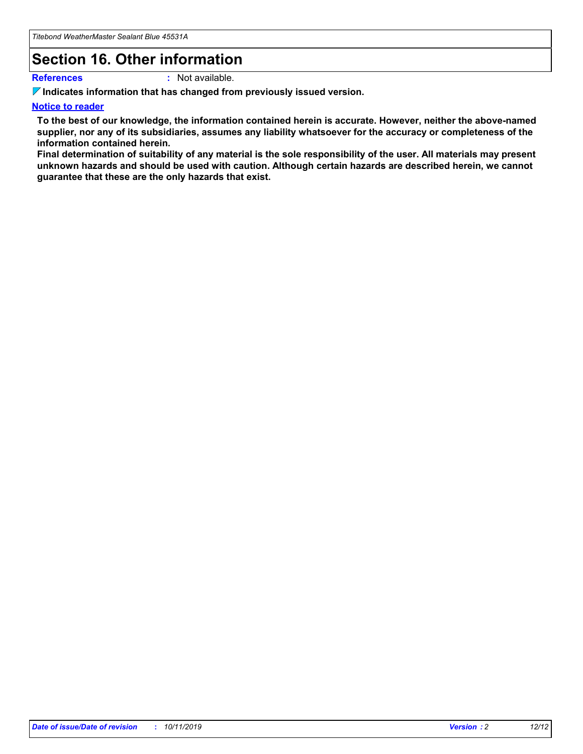# Section 16. Other information

**References** : Not available.

**Indicates information that has changed from previously issued version.**

**Notice to reader**

**To the best of our knowledge, the information contained herein is accurate. However, neither the above-named supplier, nor any of its subsidiaries, assumes any liability whatsoever for the accuracy or completeness of the information contained herein.**

**Final determination of suitability of any material is the sole responsibility of the user. All materials may present unknown hazards and should be used with caution. Although certain hazards are described herein, we cannot guarantee that these are the only hazards that exist.**